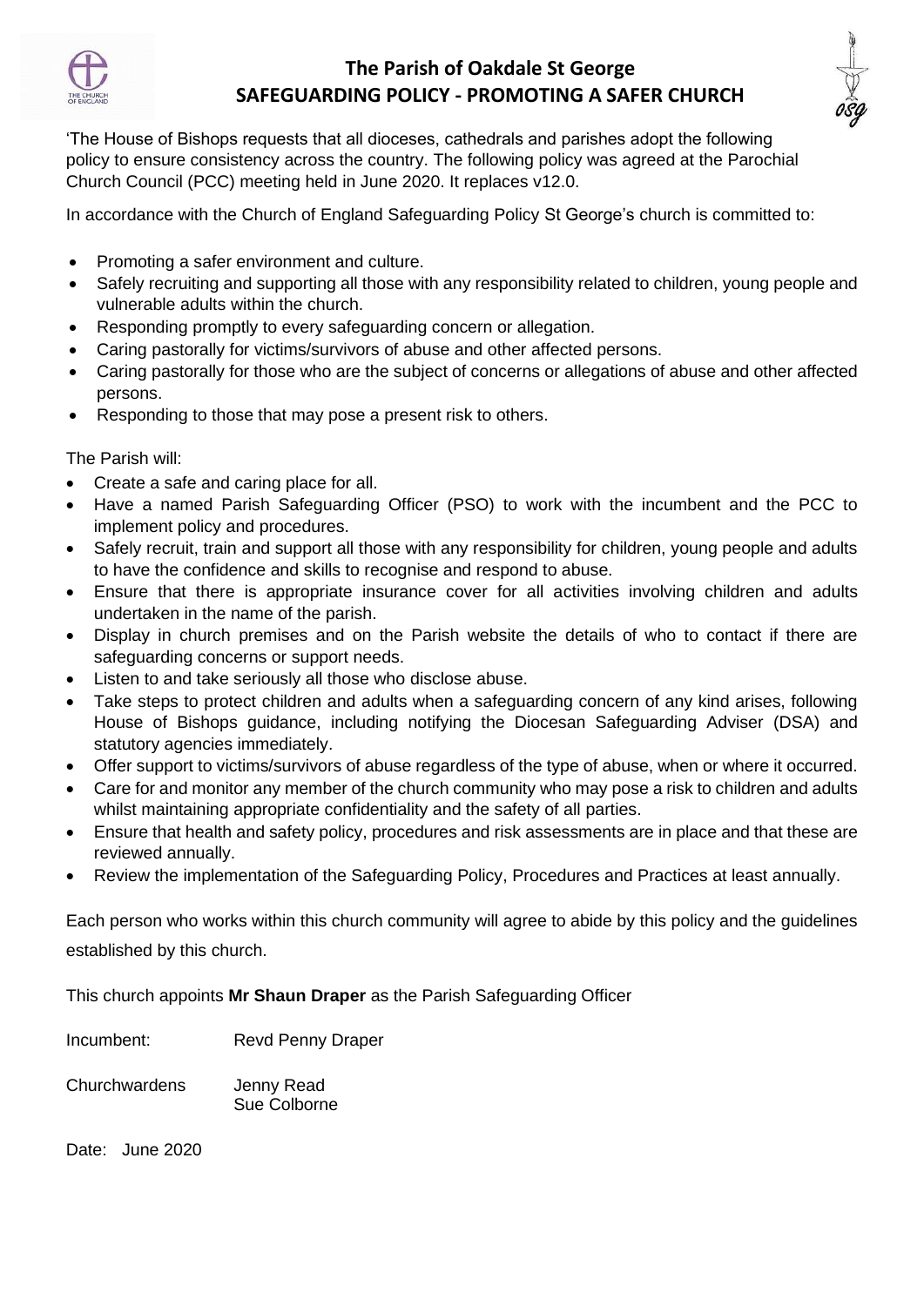# The Parish of Oakdale St George
## SAFEGUARDING POLICY - PROMOTING A SAFER CHURCH

'The House of Bishops requests that all dioceses, cathedrals and parishes adopt the following policy to ensure consistency across the country. The following policy was agreed at the Parochial Church Council (PCC) meeting held in June 2020. It replaces v12.0.

In accordance with the Church of England Safeguarding Policy St George's church is committed to:

- Promoting a safer environment and culture.
- Safely recruiting and supporting all those with any responsibility related to children, young people and vulnerable adults within the church.
- Responding promptly to every safeguarding concern or allegation.
- Caring pastorally for victims/survivors of abuse and other affected persons.
- Caring pastorally for those who are the subject of concerns or allegations of abuse and other affected persons.
- Responding to those that may pose a present risk to others.

The Parish will:

- Create a safe and caring place for all.
- Have a named Parish Safeguarding Officer (PSO) to work with the incumbent and the PCC to implement policy and procedures.
- Safely recruit, train and support all those with any responsibility for children, young people and adults to have the confidence and skills to recognise and respond to abuse.
- Ensure that there is appropriate insurance cover for all activities involving children and adults undertaken in the name of the parish.
- Display in church premises and on the Parish website the details of who to contact if there are safeguarding concerns or support needs.
- Listen to and take seriously all those who disclose abuse.
- Take steps to protect children and adults when a safeguarding concern of any kind arises, following House of Bishops guidance, including notifying the Diocesan Safeguarding Adviser (DSA) and statutory agencies immediately.
- Offer support to victims/survivors of abuse regardless of the type of abuse, when or where it occurred.
- Care for and monitor any member of the church community who may pose a risk to children and adults whilst maintaining appropriate confidentiality and the safety of all parties.
- Ensure that health and safety policy, procedures and risk assessments are in place and that these are reviewed annually.
- Review the implementation of the Safeguarding Policy, Procedures and Practices at least annually.

Each person who works within this church community will agree to abide by this policy and the guidelines established by this church.

This church appoints **Mr Shaun Draper** as the Parish Safeguarding Officer

Incumbent: Revd Penny Draper

Churchwardens: Jenny Read
Sue Colborne

Date: June 2020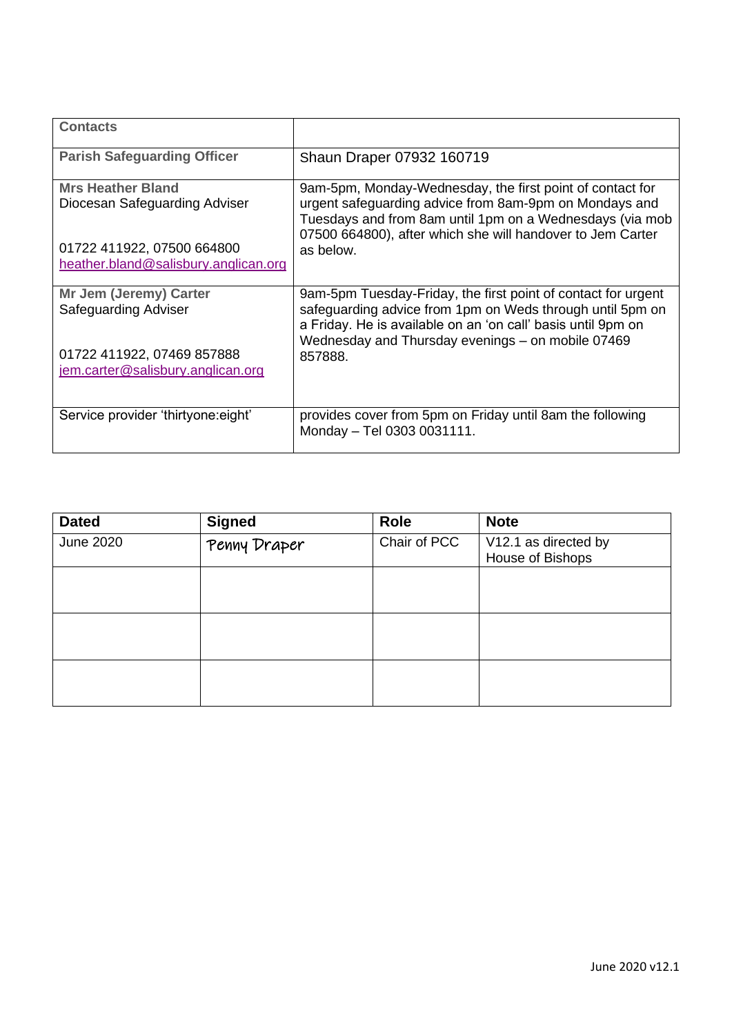| **Contacts** | |
|---|---|
| **Parish Safeguarding Officer** | Shaun Draper 07932 160719 |
| **Mrs Heather Bland**<br>Diocesan Safeguarding Adviser<br><br>01722 411922, 07500 664800<br>heather.bland@salisbury.anglican.org | 9am-5pm, Monday-Wednesday, the first point of contact for urgent safeguarding advice from 8am-9pm on Mondays and Tuesdays and from 8am until 1pm on a Wednesdays (via mob 07500 664800), after which she will handover to Jem Carter as below. |
| **Mr Jem (Jeremy) Carter**<br>Safeguarding Adviser<br><br>01722 411922, 07469 857888<br>jem.carter@salisbury.anglican.org | 9am-5pm Tuesday-Friday, the first point of contact for urgent safeguarding advice from 1pm on Weds through until 5pm on a Friday. He is available on an 'on call' basis until 9pm on Wednesday and Thursday evenings – on mobile 07469 857888. |
| Service provider 'thirtyone:eight' | provides cover from 5pm on Friday until 8am the following Monday – Tel 0303 0031111. |

| **Dated** | **Signed** | **Role** | **Note** |
|---|---|---|---|
| June 2020 | Penny Draper | Chair of PCC | V12.1 as directed by House of Bishops |
| | | | |
| | | | |
| | | | |